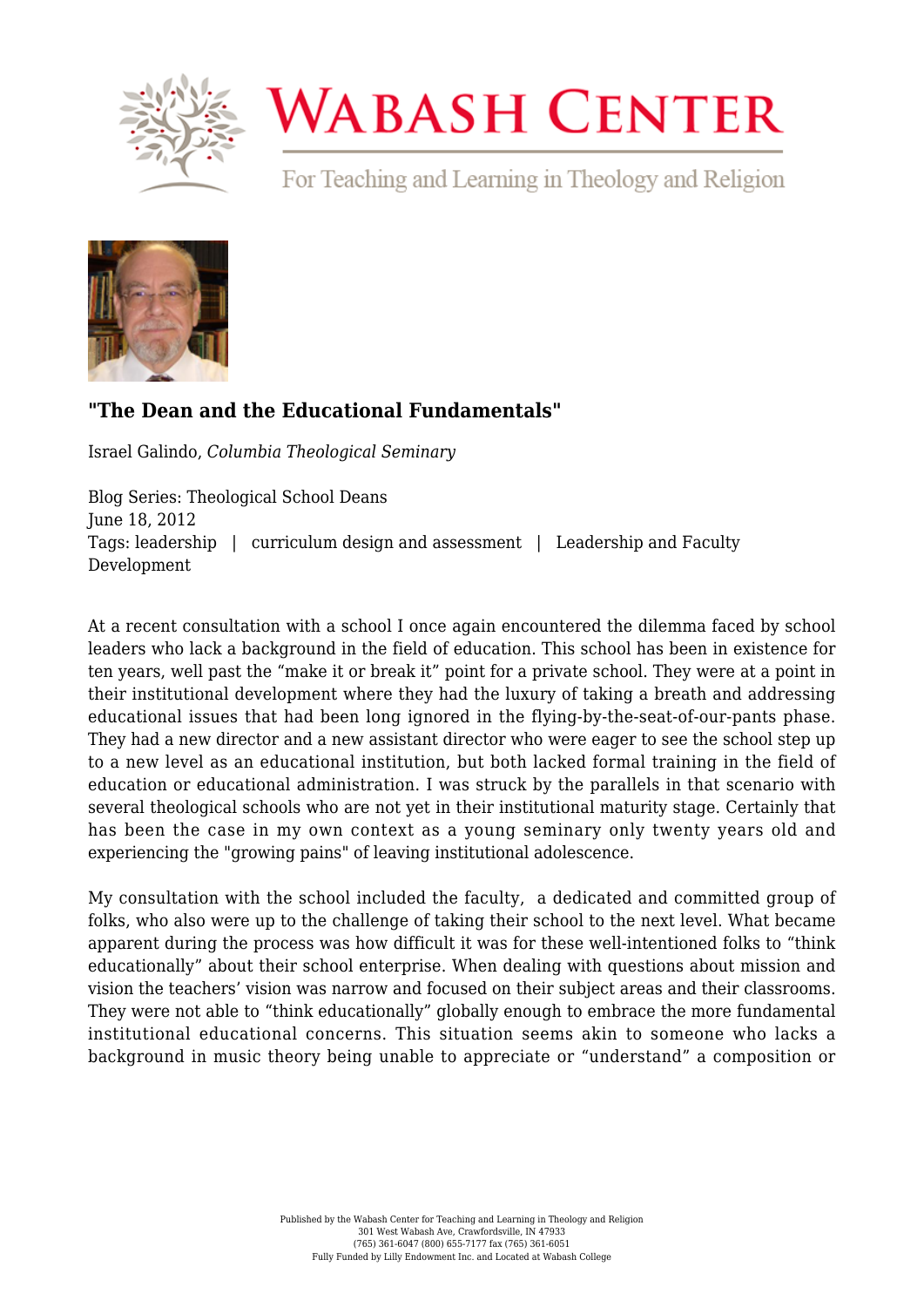## "The Dean and the Educational Fundamentals"

Israel Galindo, *Columbia Theological Seminary*

Blog Series: Theological School Deans
June 18, 2012
Tags: leadership | curriculum design and assessment | Leadership and Faculty Development

At a recent consultation with a school I once again encountered the dilemma faced by school leaders who lack a background in the field of education. This school has been in existence for ten years, well past the "make it or break it" point for a private school. They were at a point in their institutional development where they had the luxury of taking a breath and addressing educational issues that had been long ignored in the flying-by-the-seat-of-our-pants phase. They had a new director and a new assistant director who were eager to see the school step up to a new level as an educational institution, but both lacked formal training in the field of education or educational administration. I was struck by the parallels in that scenario with several theological schools who are not yet in their institutional maturity stage. Certainly that has been the case in my own context as a young seminary only twenty years old and experiencing the "growing pains" of leaving institutional adolescence.

My consultation with the school included the faculty, a dedicated and committed group of folks, who also were up to the challenge of taking their school to the next level. What became apparent during the process was how difficult it was for these well-intentioned folks to "think educationally" about their school enterprise. When dealing with questions about mission and vision the teachers' vision was narrow and focused on their subject areas and their classrooms. They were not able to "think educationally" globally enough to embrace the more fundamental institutional educational concerns. This situation seems akin to someone who lacks a background in music theory being unable to appreciate or "understand" a composition or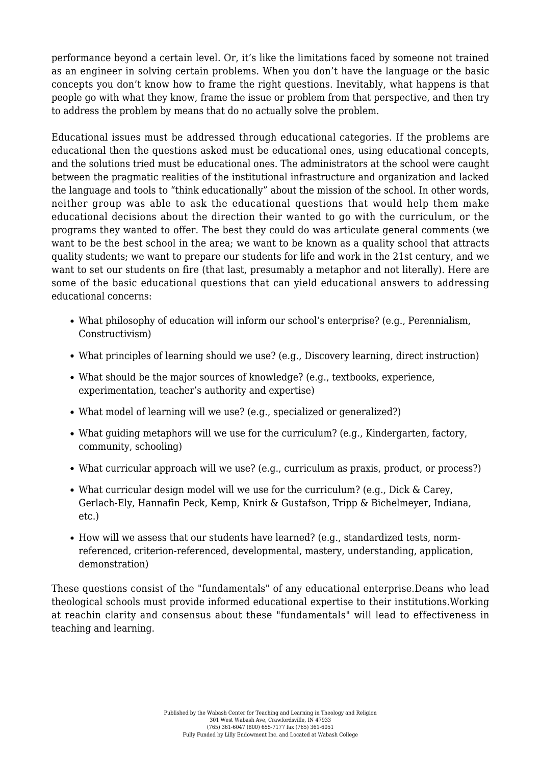performance beyond a certain level. Or, it's like the limitations faced by someone not trained as an engineer in solving certain problems. When you don't have the language or the basic concepts you don't know how to frame the right questions. Inevitably, what happens is that people go with what they know, frame the issue or problem from that perspective, and then try to address the problem by means that do no actually solve the problem.

Educational issues must be addressed through educational categories. If the problems are educational then the questions asked must be educational ones, using educational concepts, and the solutions tried must be educational ones. The administrators at the school were caught between the pragmatic realities of the institutional infrastructure and organization and lacked the language and tools to "think educationally" about the mission of the school. In other words, neither group was able to ask the educational questions that would help them make educational decisions about the direction their wanted to go with the curriculum, or the programs they wanted to offer. The best they could do was articulate general comments (we want to be the best school in the area; we want to be known as a quality school that attracts quality students; we want to prepare our students for life and work in the 21st century, and we want to set our students on fire (that last, presumably a metaphor and not literally). Here are some of the basic educational questions that can yield educational answers to addressing educational concerns:

- What philosophy of education will inform our school's enterprise? (e.g., Perennialism, Constructivism)
- What principles of learning should we use? (e.g., Discovery learning, direct instruction)
- What should be the major sources of knowledge? (e.g., textbooks, experience, experimentation, teacher's authority and expertise)
- What model of learning will we use? (e.g., specialized or generalized?)
- What guiding metaphors will we use for the curriculum? (e.g., Kindergarten, factory, community, schooling)
- What curricular approach will we use? (e.g., curriculum as praxis, product, or process?)
- What curricular design model will we use for the curriculum? (e.g., Dick & Carey, Gerlach-Ely, Hannafin Peck, Kemp, Knirk & Gustafson, Tripp & Bichelmeyer, Indiana, etc.)
- How will we assess that our students have learned? (e.g., standardized tests, norm-referenced, criterion-referenced, developmental, mastery, understanding, application, demonstration)

These questions consist of the "fundamentals" of any educational enterprise.Deans who lead theological schools must provide informed educational expertise to their institutions.Working at reachin clarity and consensus about these "fundamentals" will lead to effectiveness in teaching and learning.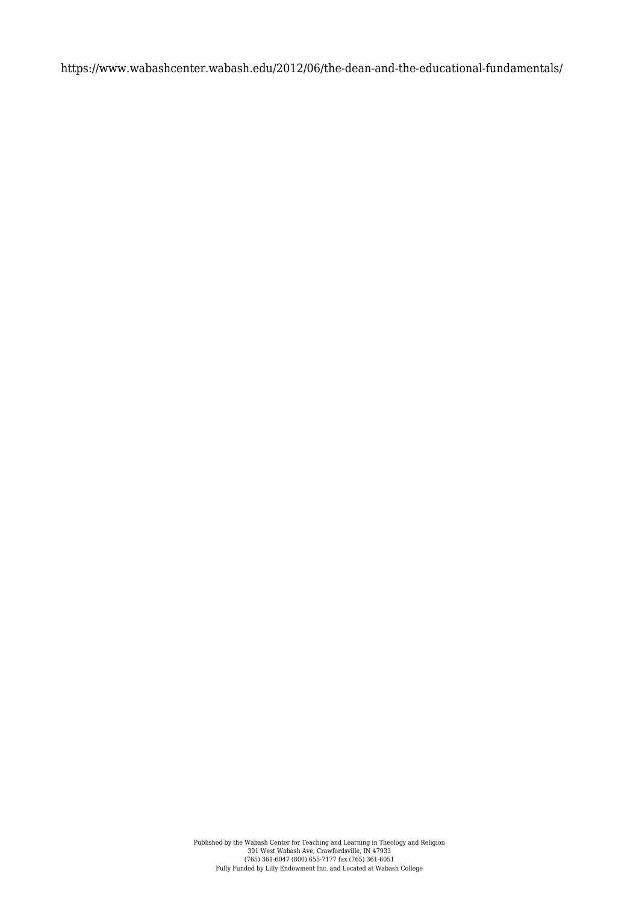https://www.wabashcenter.wabash.edu/2012/06/the-dean-and-the-educational-fundamentals/